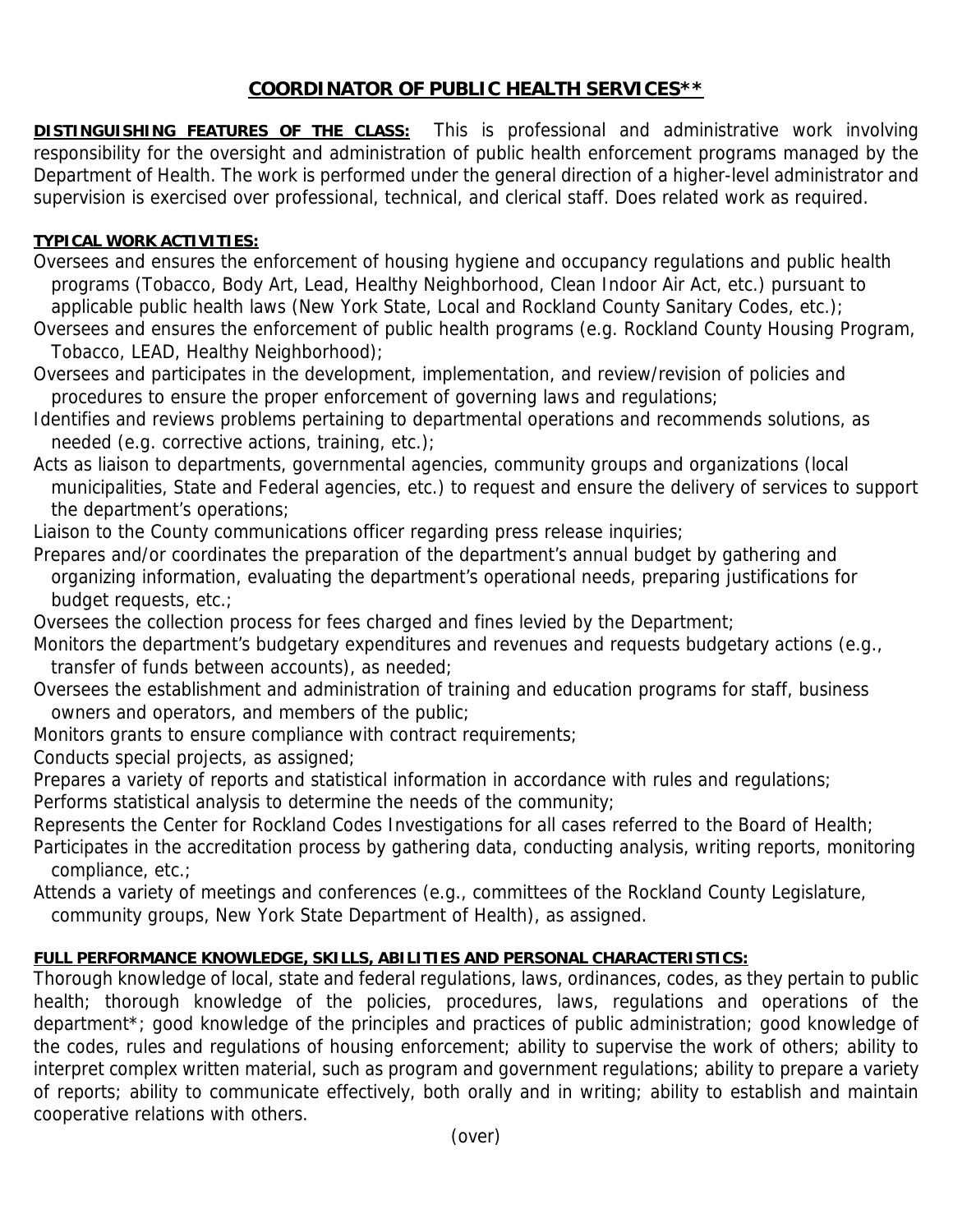# COORDINATOR OF PUBLIC HEALTH SERVICES**

**DISTINGUISHING FEATURES OF THE CLASS:** This is professional and administrative work involving responsibility for the oversight and administration of public health enforcement programs managed by the Department of Health. The work is performed under the general direction of a higher-level administrator and supervision is exercised over professional, technical, and clerical staff. Does related work as required.

**TYPICAL WORK ACTIVITIES:**

Oversees and ensures the enforcement of housing hygiene and occupancy regulations and public health programs (Tobacco, Body Art, Lead, Healthy Neighborhood, Clean Indoor Air Act, etc.) pursuant to applicable public health laws (New York State, Local and Rockland County Sanitary Codes, etc.);

Oversees and ensures the enforcement of public health programs (e.g. Rockland County Housing Program, Tobacco, LEAD, Healthy Neighborhood);

Oversees and participates in the development, implementation, and review/revision of policies and procedures to ensure the proper enforcement of governing laws and regulations;

Identifies and reviews problems pertaining to departmental operations and recommends solutions, as needed (e.g. corrective actions, training, etc.);

Acts as liaison to departments, governmental agencies, community groups and organizations (local municipalities, State and Federal agencies, etc.) to request and ensure the delivery of services to support the department's operations;

Liaison to the County communications officer regarding press release inquiries;

Prepares and/or coordinates the preparation of the department's annual budget by gathering and organizing information, evaluating the department's operational needs, preparing justifications for budget requests, etc.;

Oversees the collection process for fees charged and fines levied by the Department;

Monitors the department's budgetary expenditures and revenues and requests budgetary actions (e.g., transfer of funds between accounts), as needed;

Oversees the establishment and administration of training and education programs for staff, business owners and operators, and members of the public;

Monitors grants to ensure compliance with contract requirements;

Conducts special projects, as assigned;

Prepares a variety of reports and statistical information in accordance with rules and regulations;

Performs statistical analysis to determine the needs of the community;

Represents the Center for Rockland Codes Investigations for all cases referred to the Board of Health;

Participates in the accreditation process by gathering data, conducting analysis, writing reports, monitoring compliance, etc.;

Attends a variety of meetings and conferences (e.g., committees of the Rockland County Legislature, community groups, New York State Department of Health), as assigned.

**FULL PERFORMANCE KNOWLEDGE, SKILLS, ABILITIES AND PERSONAL CHARACTERISTICS:**

Thorough knowledge of local, state and federal regulations, laws, ordinances, codes, as they pertain to public health; thorough knowledge of the policies, procedures, laws, regulations and operations of the department*; good knowledge of the principles and practices of public administration; good knowledge of the codes, rules and regulations of housing enforcement; ability to supervise the work of others; ability to interpret complex written material, such as program and government regulations; ability to prepare a variety of reports; ability to communicate effectively, both orally and in writing; ability to establish and maintain cooperative relations with others.

(over)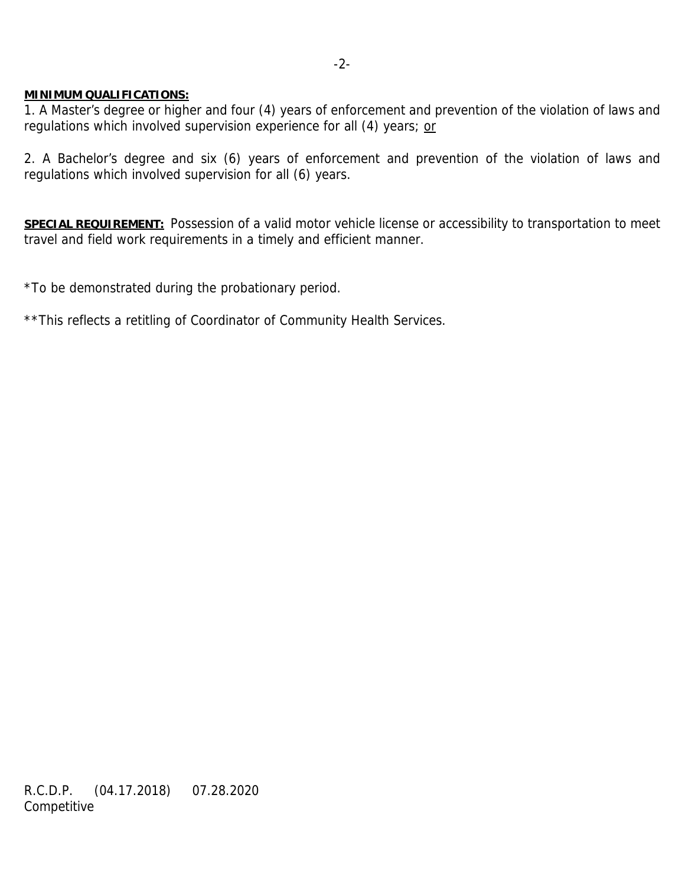**MINIMUM QUALIFICATIONS:**

1. A Master's degree or higher and four (4) years of enforcement and prevention of the violation of laws and regulations which involved supervision experience for all (4) years; or

2. A Bachelor's degree and six (6) years of enforcement and prevention of the violation of laws and regulations which involved supervision for all (6) years.

**SPECIAL REQUIREMENT:** Possession of a valid motor vehicle license or accessibility to transportation to meet travel and field work requirements in a timely and efficient manner.

*To be demonstrated during the probationary period.

**This reflects a retitling of Coordinator of Community Health Services.

R.C.D.P. (04.17.2018) 07.28.2020
Competitive